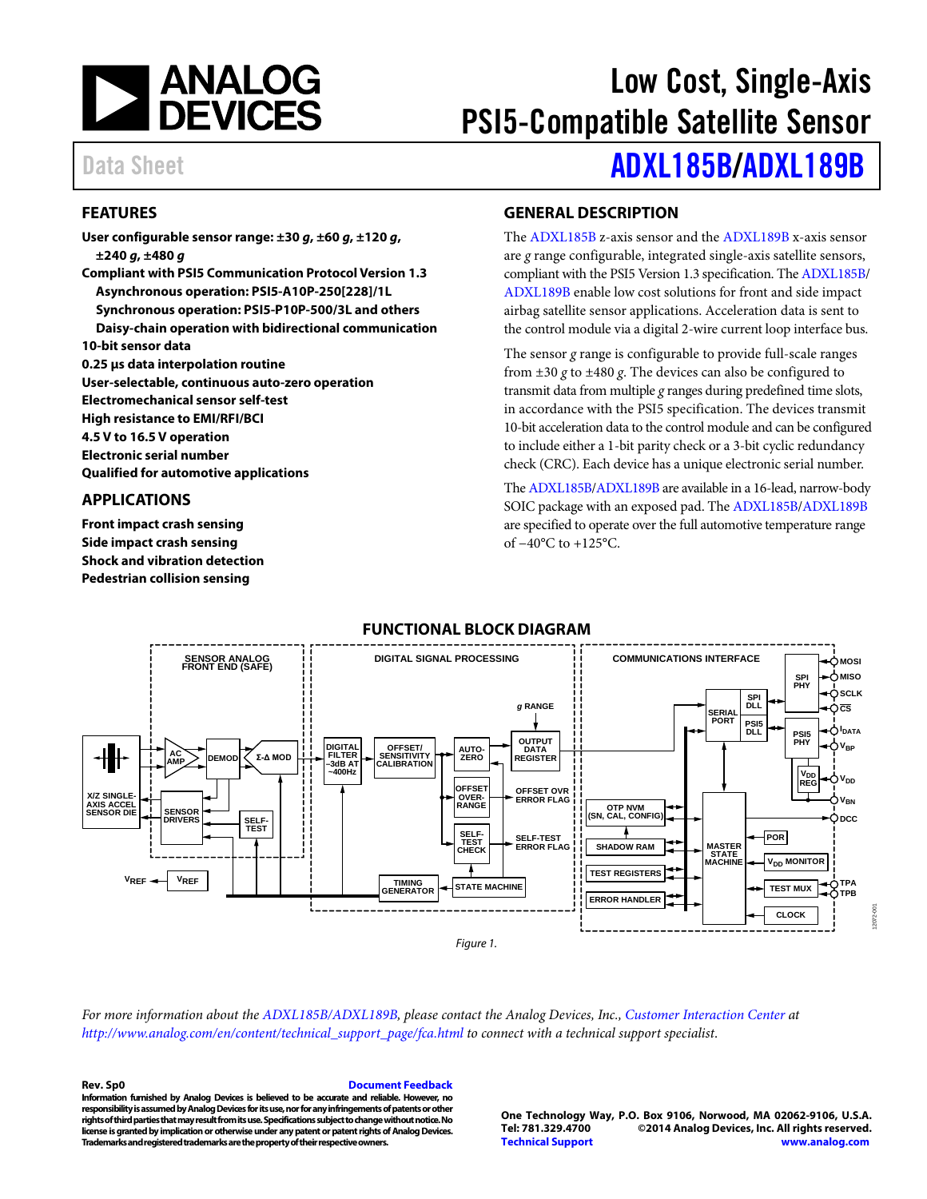# Low Cost, Single-Axis PSI5-Compatible Satellite Sensor

Data Sheet

# ADXL185B/ADXL189B

## FEATURES

**User configurable sensor range: ±30 *g*, ±60 *g*, ±120 *g*, ±240 *g*, ±480 *g***
**Compliant with PSI5 Communication Protocol Version 1.3**
- **Asynchronous operation: PSI5-A10P-250[228]/1L**
- **Synchronous operation: PSI5-P10P-500/3L and others**
- **Daisy-chain operation with bidirectional communication**

**10-bit sensor data**
**0.25 µs data interpolation routine**
**User-selectable, continuous auto-zero operation**
**Electromechanical sensor self-test**
**High resistance to EMI/RFI/BCI**
**4.5 V to 16.5 V operation**
**Electronic serial number**
**Qualified for automotive applications**

## APPLICATIONS

**Front impact crash sensing**
**Side impact crash sensing**
**Shock and vibration detection**
**Pedestrian collision sensing**

## GENERAL DESCRIPTION

The ADXL185B z-axis sensor and the ADXL189B x-axis sensor are *g* range configurable, integrated single-axis satellite sensors, compliant with the PSI5 Version 1.3 specification. The ADXL185B/ADXL189B enable low cost solutions for front and side impact airbag satellite sensor applications. Acceleration data is sent to the control module via a digital 2-wire current loop interface bus.

The sensor *g* range is configurable to provide full-scale ranges from ±30 *g* to ±480 *g*. The devices can also be configured to transmit data from multiple *g* ranges during predefined time slots, in accordance with the PSI5 specification. The devices transmit 10-bit acceleration data to the control module and can be configured to include either a 1-bit parity check or a 3-bit cyclic redundancy check (CRC). Each device has a unique electronic serial number.

The ADXL185B/ADXL189B are available in a 16-lead, narrow-body SOIC package with an exposed pad. The ADXL185B/ADXL189B are specified to operate over the full automotive temperature range of −40°C to +125°C.

## FUNCTIONAL BLOCK DIAGRAM

Figure 1.

*For more information about the ADXL185B/ADXL189B, please contact the Analog Devices, Inc., Customer Interaction Center at http://www.analog.com/en/content/technical_support_page/fca.html to connect with a technical support specialist.*

**Rev. Sp0** Document Feedback

**Information furnished by Analog Devices is believed to be accurate and reliable. However, no responsibility is assumed by Analog Devices for its use, nor for any infringements of patents or other rights of third parties that may result from its use. Specifications subject to change without notice. No license is granted by implication or otherwise under any patent or patent rights of Analog Devices. Trademarks and registered trademarks are the property of their respective owners.**

**One Technology Way, P.O. Box 9106, Norwood, MA 02062-9106, U.S.A.**
**Tel: 781.329.4700 ©2014 Analog Devices, Inc. All rights reserved.**
**Technical Support www.analog.com**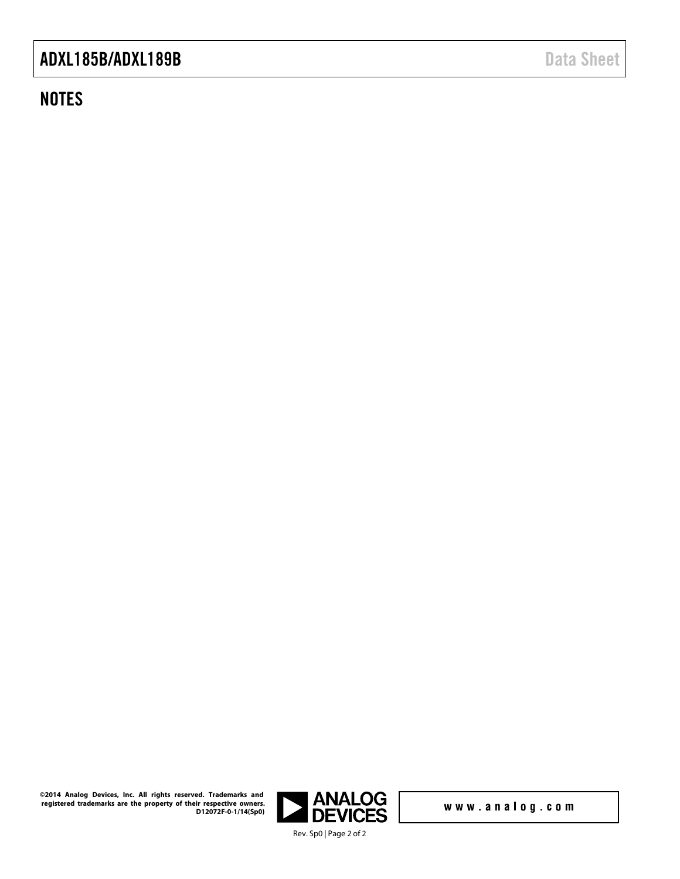## NOTES

©2014 Analog Devices, Inc. All rights reserved. Trademarks and registered trademarks are the property of their respective owners.
D12072F-0-1/14(Sp0)

www.analog.com